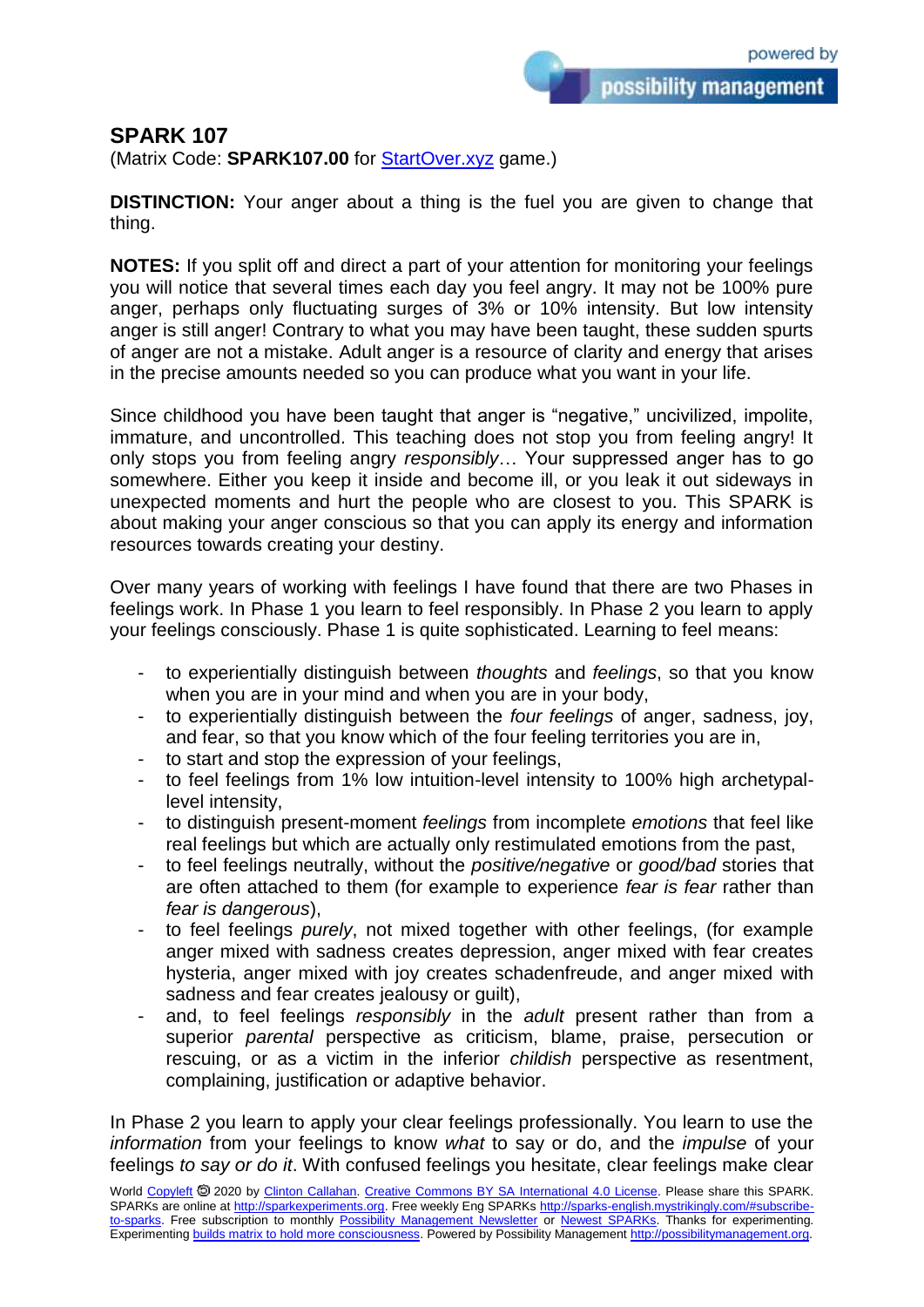## SPARK 107

(Matrix Code: **SPARK107.00** for [StartOver.xyz](StartOver.xyz) game.)

**DISTINCTION:** Your anger about a thing is the fuel you are given to change that thing.

**NOTES:** If you split off and direct a part of your attention for monitoring your feelings you will notice that several times each day you feel angry. It may not be 100% pure anger, perhaps only fluctuating surges of 3% or 10% intensity. But low intensity anger is still anger! Contrary to what you may have been taught, these sudden spurts of anger are not a mistake. Adult anger is a resource of clarity and energy that arises in the precise amounts needed so you can produce what you want in your life.

Since childhood you have been taught that anger is "negative," uncivilized, impolite, immature, and uncontrolled. This teaching does not stop you from feeling angry! It only stops you from feeling angry *responsibly*… Your suppressed anger has to go somewhere. Either you keep it inside and become ill, or you leak it out sideways in unexpected moments and hurt the people who are closest to you. This SPARK is about making your anger conscious so that you can apply its energy and information resources towards creating your destiny.

Over many years of working with feelings I have found that there are two Phases in feelings work. In Phase 1 you learn to feel responsibly. In Phase 2 you learn to apply your feelings consciously. Phase 1 is quite sophisticated. Learning to feel means:

- to experientially distinguish between *thoughts* and *feelings*, so that you know when you are in your mind and when you are in your body,
- to experientially distinguish between the *four feelings* of anger, sadness, joy, and fear, so that you know which of the four feeling territories you are in,
- to start and stop the expression of your feelings,
- to feel feelings from 1% low intuition-level intensity to 100% high archetypal-level intensity,
- to distinguish present-moment *feelings* from incomplete *emotions* that feel like real feelings but which are actually only restimulated emotions from the past,
- to feel feelings neutrally, without the *positive/negative* or *good/bad* stories that are often attached to them (for example to experience *fear is fear* rather than *fear is dangerous*),
- to feel feelings *purely*, not mixed together with other feelings, (for example anger mixed with sadness creates depression, anger mixed with fear creates hysteria, anger mixed with joy creates schadenfreude, and anger mixed with sadness and fear creates jealousy or guilt),
- and, to feel feelings *responsibly* in the *adult* present rather than from a superior *parental* perspective as criticism, blame, praise, persecution or rescuing, or as a victim in the inferior *childish* perspective as resentment, complaining, justification or adaptive behavior.

In Phase 2 you learn to apply your clear feelings professionally. You learn to use the *information* from your feelings to know *what* to say or do, and the *impulse* of your feelings *to say or do it*. With confused feelings you hesitate, clear feelings make clear

World Copyleft 🄯 2020 by Clinton Callahan. Creative Commons BY SA International 4.0 License. Please share this SPARK. SPARKs are online at http://sparkexperiments.org. Free weekly Eng SPARKs http://sparks-english.mystrikingly.com/#subscribe-to-sparks. Free subscription to monthly Possibility Management Newsletter or Newest SPARKs. Thanks for experimenting. Experimenting builds matrix to hold more consciousness. Powered by Possibility Management http://possibilitymanagement.org.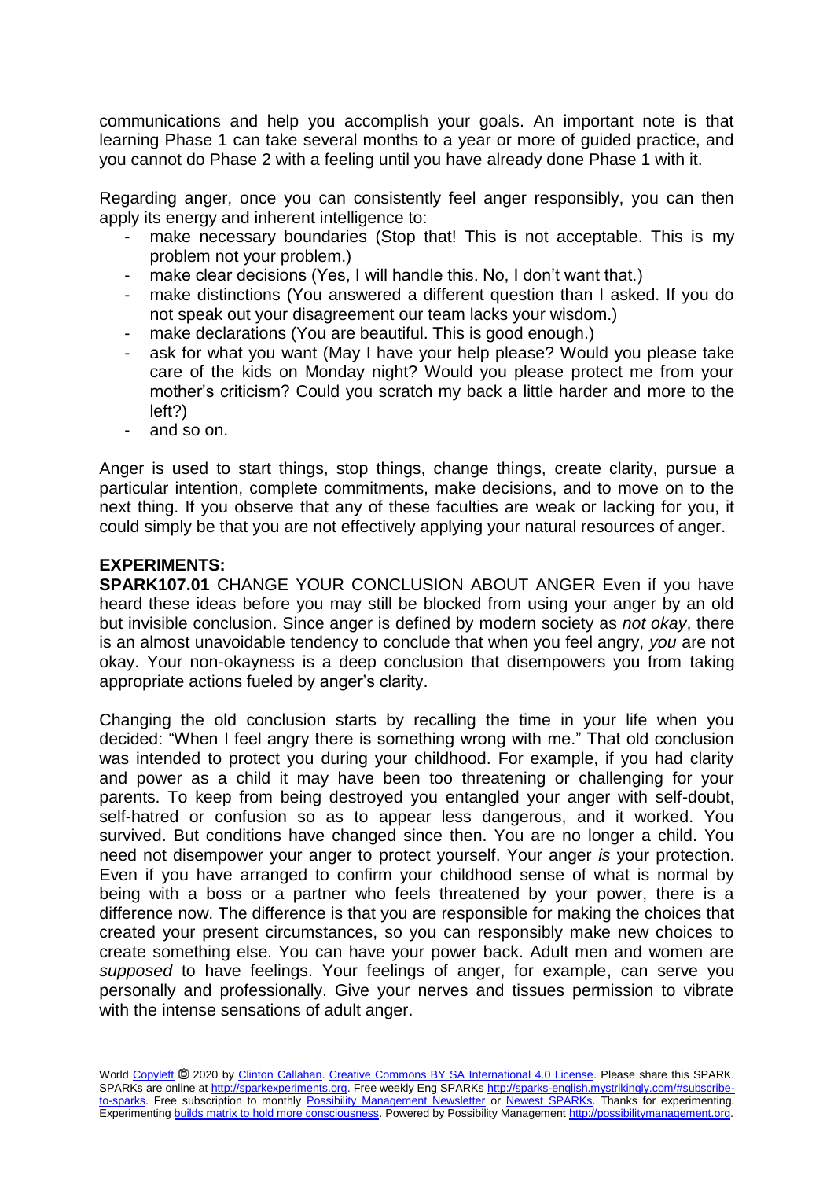communications and help you accomplish your goals. An important note is that learning Phase 1 can take several months to a year or more of guided practice, and you cannot do Phase 2 with a feeling until you have already done Phase 1 with it.

Regarding anger, once you can consistently feel anger responsibly, you can then apply its energy and inherent intelligence to:

- make necessary boundaries (Stop that! This is not acceptable. This is my problem not your problem.)
- make clear decisions (Yes, I will handle this. No, I don't want that.)
- make distinctions (You answered a different question than I asked. If you do not speak out your disagreement our team lacks your wisdom.)
- make declarations (You are beautiful. This is good enough.)
- ask for what you want (May I have your help please? Would you please take care of the kids on Monday night? Would you please protect me from your mother's criticism? Could you scratch my back a little harder and more to the left?)
- and so on.

Anger is used to start things, stop things, change things, create clarity, pursue a particular intention, complete commitments, make decisions, and to move on to the next thing. If you observe that any of these faculties are weak or lacking for you, it could simply be that you are not effectively applying your natural resources of anger.

**EXPERIMENTS:**

**SPARK107.01** CHANGE YOUR CONCLUSION ABOUT ANGER Even if you have heard these ideas before you may still be blocked from using your anger by an old but invisible conclusion. Since anger is defined by modern society as *not okay*, there is an almost unavoidable tendency to conclude that when you feel angry, *you* are not okay. Your non-okayness is a deep conclusion that disempowers you from taking appropriate actions fueled by anger's clarity.

Changing the old conclusion starts by recalling the time in your life when you decided: "When I feel angry there is something wrong with me." That old conclusion was intended to protect you during your childhood. For example, if you had clarity and power as a child it may have been too threatening or challenging for your parents. To keep from being destroyed you entangled your anger with self-doubt, self-hatred or confusion so as to appear less dangerous, and it worked. You survived. But conditions have changed since then. You are no longer a child. You need not disempower your anger to protect yourself. Your anger *is* your protection. Even if you have arranged to confirm your childhood sense of what is normal by being with a boss or a partner who feels threatened by your power, there is a difference now. The difference is that you are responsible for making the choices that created your present circumstances, so you can responsibly make new choices to create something else. You can have your power back. Adult men and women are *supposed* to have feelings. Your feelings of anger, for example, can serve you personally and professionally. Give your nerves and tissues permission to vibrate with the intense sensations of adult anger.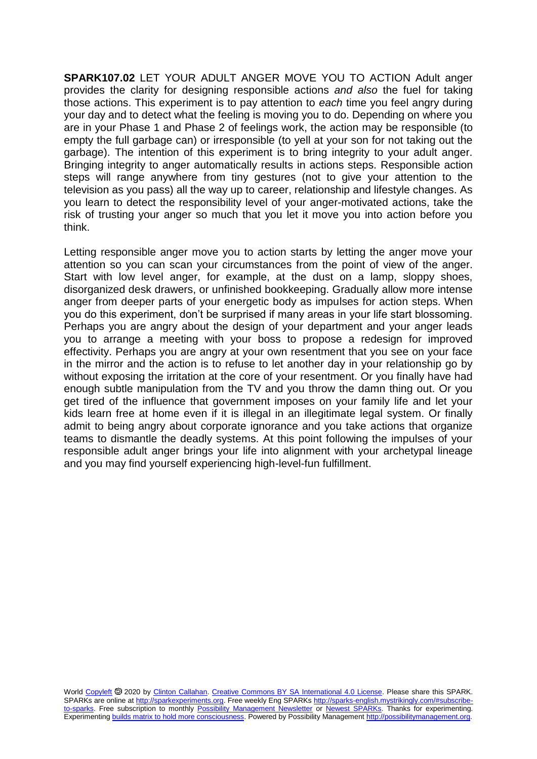**SPARK107.02** LET YOUR ADULT ANGER MOVE YOU TO ACTION Adult anger provides the clarity for designing responsible actions *and also* the fuel for taking those actions. This experiment is to pay attention to *each* time you feel angry during your day and to detect what the feeling is moving you to do. Depending on where you are in your Phase 1 and Phase 2 of feelings work, the action may be responsible (to empty the full garbage can) or irresponsible (to yell at your son for not taking out the garbage). The intention of this experiment is to bring integrity to your adult anger. Bringing integrity to anger automatically results in actions steps. Responsible action steps will range anywhere from tiny gestures (not to give your attention to the television as you pass) all the way up to career, relationship and lifestyle changes. As you learn to detect the responsibility level of your anger-motivated actions, take the risk of trusting your anger so much that you let it move you into action before you think.

Letting responsible anger move you to action starts by letting the anger move your attention so you can scan your circumstances from the point of view of the anger. Start with low level anger, for example, at the dust on a lamp, sloppy shoes, disorganized desk drawers, or unfinished bookkeeping. Gradually allow more intense anger from deeper parts of your energetic body as impulses for action steps. When you do this experiment, don't be surprised if many areas in your life start blossoming. Perhaps you are angry about the design of your department and your anger leads you to arrange a meeting with your boss to propose a redesign for improved effectivity. Perhaps you are angry at your own resentment that you see on your face in the mirror and the action is to refuse to let another day in your relationship go by without exposing the irritation at the core of your resentment. Or you finally have had enough subtle manipulation from the TV and you throw the damn thing out. Or you get tired of the influence that government imposes on your family life and let your kids learn free at home even if it is illegal in an illegitimate legal system. Or finally admit to being angry about corporate ignorance and you take actions that organize teams to dismantle the deadly systems. At this point following the impulses of your responsible adult anger brings your life into alignment with your archetypal lineage and you may find yourself experiencing high-level-fun fulfillment.

World Copyleft 🄯 2020 by Clinton Callahan. Creative Commons BY SA International 4.0 License. Please share this SPARK. SPARKs are online at http://sparkexperiments.org. Free weekly Eng SPARKs http://sparks-english.mystrikingly.com/#subscribe-to-sparks. Free subscription to monthly Possibility Management Newsletter or Newest SPARKs. Thanks for experimenting. Experimenting builds matrix to hold more consciousness. Powered by Possibility Management http://possibilitymanagement.org.